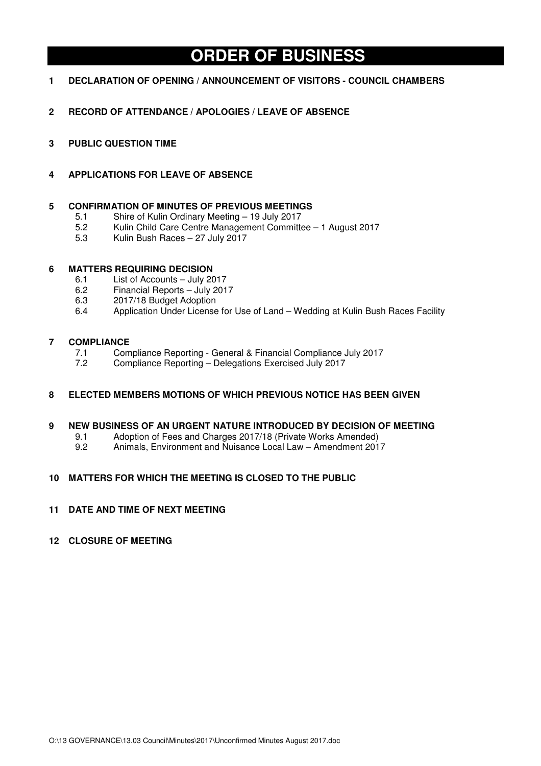# ORDER OF BUSINESS

**1 DECLARATION OF OPENING / ANNOUNCEMENT OF VISITORS - COUNCIL CHAMBERS**

**2 RECORD OF ATTENDANCE / APOLOGIES / LEAVE OF ABSENCE**

**3 PUBLIC QUESTION TIME**

**4 APPLICATIONS FOR LEAVE OF ABSENCE**

**5 CONFIRMATION OF MINUTES OF PREVIOUS MEETINGS**

- 5.1 Shire of Kulin Ordinary Meeting – 19 July 2017
- 5.2 Kulin Child Care Centre Management Committee – 1 August 2017
- 5.3 Kulin Bush Races – 27 July 2017

**6 MATTERS REQUIRING DECISION**

- 6.1 List of Accounts – July 2017
- 6.2 Financial Reports – July 2017
- 6.3 2017/18 Budget Adoption
- 6.4 Application Under License for Use of Land – Wedding at Kulin Bush Races Facility

**7 COMPLIANCE**

- 7.1 Compliance Reporting - General & Financial Compliance July 2017
- 7.2 Compliance Reporting – Delegations Exercised July 2017

**8 ELECTED MEMBERS MOTIONS OF WHICH PREVIOUS NOTICE HAS BEEN GIVEN**

**9 NEW BUSINESS OF AN URGENT NATURE INTRODUCED BY DECISION OF MEETING**

- 9.1 Adoption of Fees and Charges 2017/18 (Private Works Amended)
- 9.2 Animals, Environment and Nuisance Local Law – Amendment 2017

**10 MATTERS FOR WHICH THE MEETING IS CLOSED TO THE PUBLIC**

**11 DATE AND TIME OF NEXT MEETING**

**12 CLOSURE OF MEETING**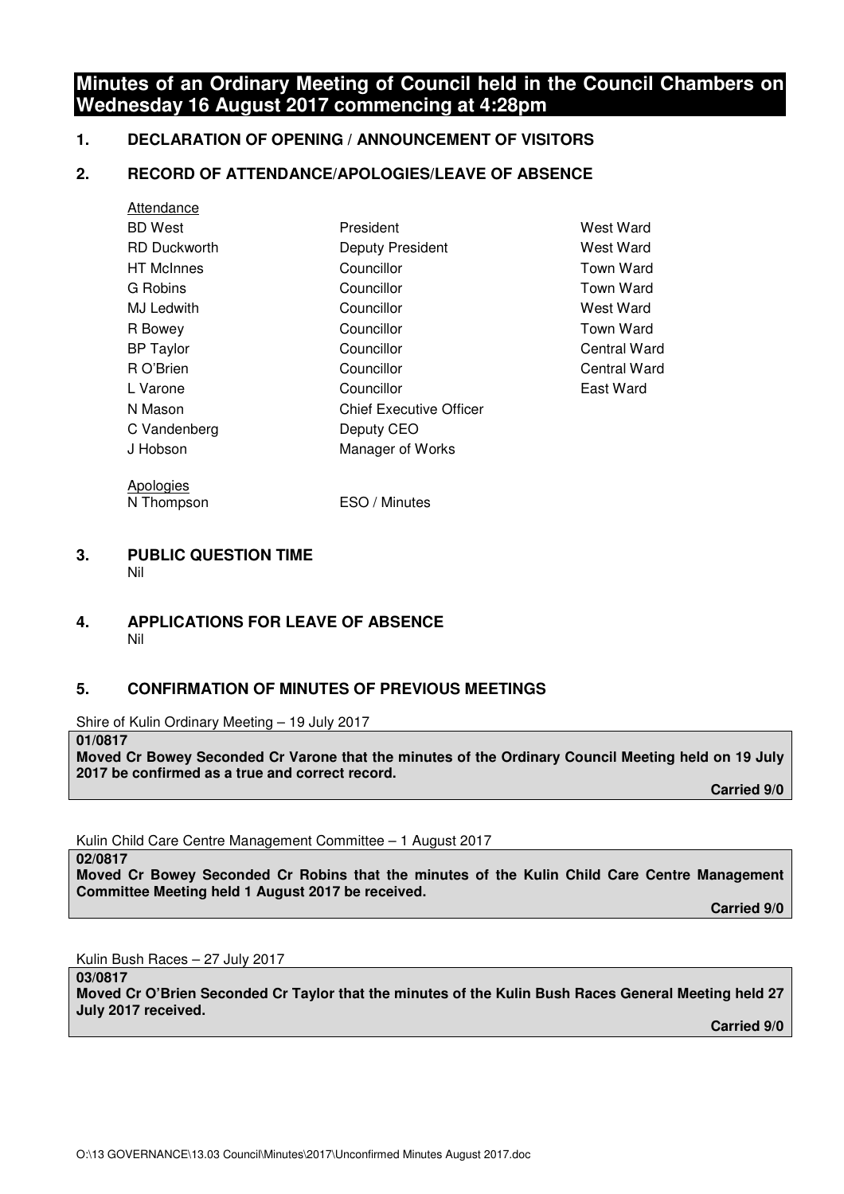# Minutes of an Ordinary Meeting of Council held in the Council Chambers on Wednesday 16 August 2017 commencing at 4:28pm

## 1. DECLARATION OF OPENING / ANNOUNCEMENT OF VISITORS

## 2. RECORD OF ATTENDANCE/APOLOGIES/LEAVE OF ABSENCE

Attendance

| | | |
|---|---|---|
| BD West | President | West Ward |
| RD Duckworth | Deputy President | West Ward |
| HT McInnes | Councillor | Town Ward |
| G Robins | Councillor | Town Ward |
| MJ Ledwith | Councillor | West Ward |
| R Bowey | Councillor | Town Ward |
| BP Taylor | Councillor | Central Ward |
| R O'Brien | Councillor | Central Ward |
| L Varone | Councillor | East Ward |
| N Mason | Chief Executive Officer | |
| C Vandenberg | Deputy CEO | |
| J Hobson | Manager of Works | |

Apologies

| | |
|---|---|
| N Thompson | ESO / Minutes |

## 3. PUBLIC QUESTION TIME

Nil

## 4. APPLICATIONS FOR LEAVE OF ABSENCE

Nil

## 5. CONFIRMATION OF MINUTES OF PREVIOUS MEETINGS

Shire of Kulin Ordinary Meeting – 19 July 2017

**01/0817**
**Moved Cr Bowey Seconded Cr Varone that the minutes of the Ordinary Council Meeting held on 19 July 2017 be confirmed as a true and correct record.**

**Carried 9/0**

Kulin Child Care Centre Management Committee – 1 August 2017

**02/0817**
**Moved Cr Bowey Seconded Cr Robins that the minutes of the Kulin Child Care Centre Management Committee Meeting held 1 August 2017 be received.**

**Carried 9/0**

Kulin Bush Races – 27 July 2017

**03/0817**
**Moved Cr O'Brien Seconded Cr Taylor that the minutes of the Kulin Bush Races General Meeting held 27 July 2017 received.**

**Carried 9/0**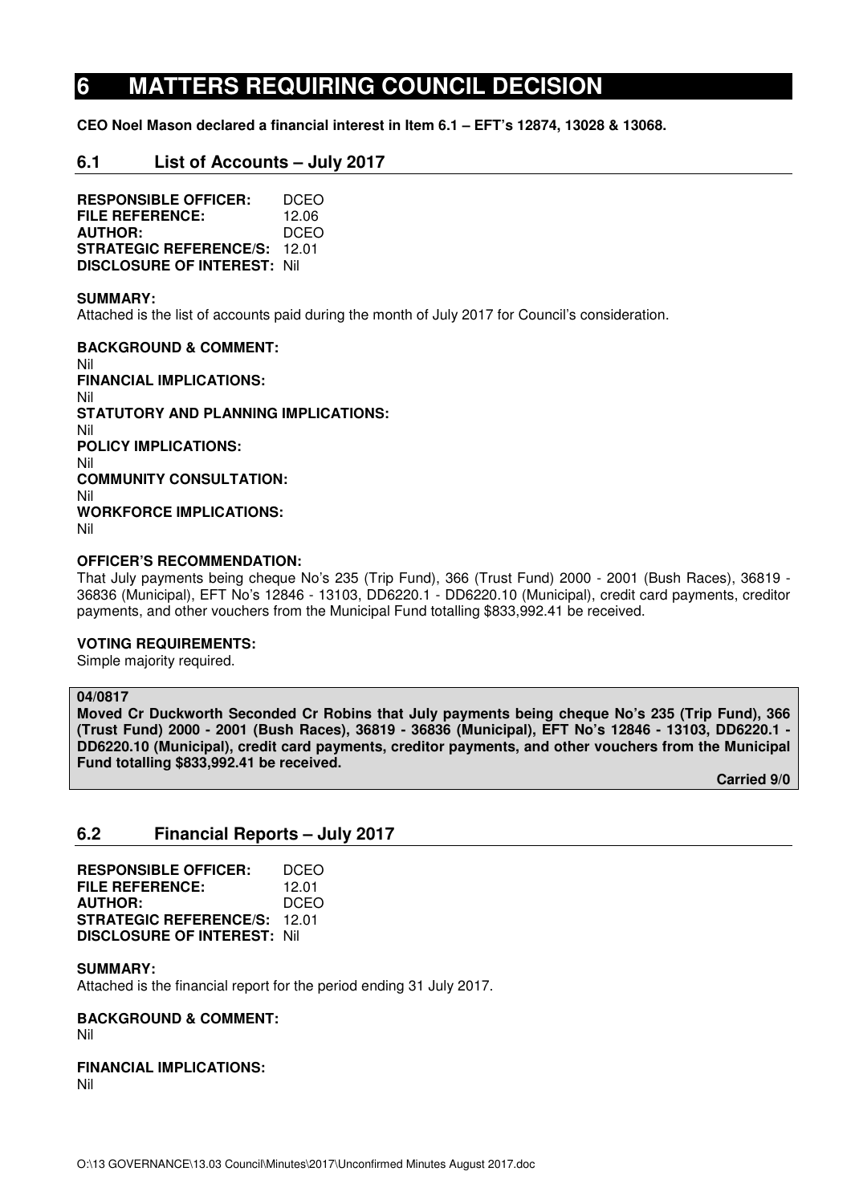# 6 MATTERS REQUIRING COUNCIL DECISION

**CEO Noel Mason declared a financial interest in Item 6.1 – EFT's 12874, 13028 & 13068.**

## 6.1 List of Accounts – July 2017

**RESPONSIBLE OFFICER:** DCEO
**FILE REFERENCE:** 12.06
**AUTHOR:** DCEO
**STRATEGIC REFERENCE/S:** 12.01
**DISCLOSURE OF INTEREST:** Nil

**SUMMARY:**
Attached is the list of accounts paid during the month of July 2017 for Council's consideration.

**BACKGROUND & COMMENT:**
Nil
**FINANCIAL IMPLICATIONS:**
Nil
**STATUTORY AND PLANNING IMPLICATIONS:**
Nil
**POLICY IMPLICATIONS:**
Nil
**COMMUNITY CONSULTATION:**
Nil
**WORKFORCE IMPLICATIONS:**
Nil

**OFFICER'S RECOMMENDATION:**
That July payments being cheque No's 235 (Trip Fund), 366 (Trust Fund) 2000 - 2001 (Bush Races), 36819 - 36836 (Municipal), EFT No's 12846 - 13103, DD6220.1 - DD6220.10 (Municipal), credit card payments, creditor payments, and other vouchers from the Municipal Fund totalling $833,992.41 be received.

**VOTING REQUIREMENTS:**
Simple majority required.

**04/0817**
**Moved Cr Duckworth Seconded Cr Robins that July payments being cheque No's 235 (Trip Fund), 366 (Trust Fund) 2000 - 2001 (Bush Races), 36819 - 36836 (Municipal), EFT No's 12846 - 13103, DD6220.1 - DD6220.10 (Municipal), credit card payments, creditor payments, and other vouchers from the Municipal Fund totalling $833,992.41 be received.**

**Carried 9/0**

## 6.2 Financial Reports – July 2017

**RESPONSIBLE OFFICER:** DCEO
**FILE REFERENCE:** 12.01
**AUTHOR:** DCEO
**STRATEGIC REFERENCE/S:** 12.01
**DISCLOSURE OF INTEREST:** Nil

**SUMMARY:**
Attached is the financial report for the period ending 31 July 2017.

**BACKGROUND & COMMENT:**
Nil

**FINANCIAL IMPLICATIONS:**
Nil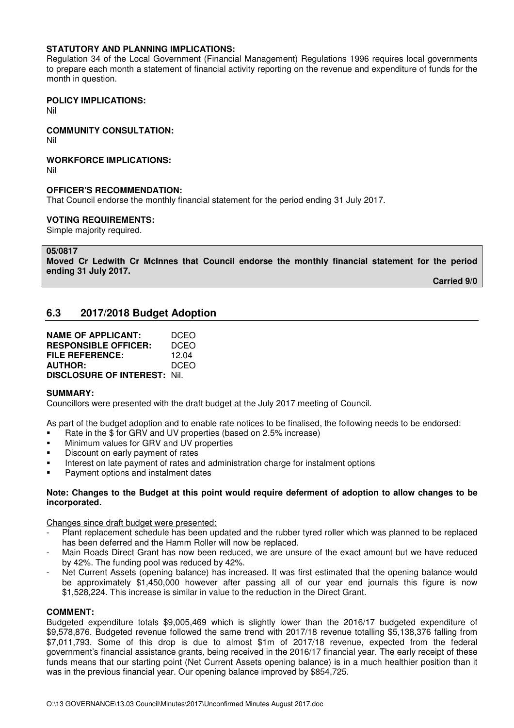**STATUTORY AND PLANNING IMPLICATIONS:**
Regulation 34 of the Local Government (Financial Management) Regulations 1996 requires local governments to prepare each month a statement of financial activity reporting on the revenue and expenditure of funds for the month in question.

**POLICY IMPLICATIONS:**
Nil

**COMMUNITY CONSULTATION:**
Nil

**WORKFORCE IMPLICATIONS:**
Nil

**OFFICER'S RECOMMENDATION:**
That Council endorse the monthly financial statement for the period ending 31 July 2017.

**VOTING REQUIREMENTS:**
Simple majority required.

**05/0817**
**Moved Cr Ledwith Cr McInnes that Council endorse the monthly financial statement for the period ending 31 July 2017.**

**Carried 9/0**

## 6.3 2017/2018 Budget Adoption

**NAME OF APPLICANT:** DCEO
**RESPONSIBLE OFFICER:** DCEO
**FILE REFERENCE:** 12.04
**AUTHOR:** DCEO
**DISCLOSURE OF INTEREST:** Nil.

**SUMMARY:**
Councillors were presented with the draft budget at the July 2017 meeting of Council.

As part of the budget adoption and to enable rate notices to be finalised, the following needs to be endorsed:

- Rate in the $ for GRV and UV properties (based on 2.5% increase)
- Minimum values for GRV and UV properties
- Discount on early payment of rates
- Interest on late payment of rates and administration charge for instalment options
- Payment options and instalment dates

**Note: Changes to the Budget at this point would require deferment of adoption to allow changes to be incorporated.**

Changes since draft budget were presented:

- Plant replacement schedule has been updated and the rubber tyred roller which was planned to be replaced has been deferred and the Hamm Roller will now be replaced.
- Main Roads Direct Grant has now been reduced, we are unsure of the exact amount but we have reduced by 42%. The funding pool was reduced by 42%.
- Net Current Assets (opening balance) has increased. It was first estimated that the opening balance would be approximately $1,450,000 however after passing all of our year end journals this figure is now $1,528,224. This increase is similar in value to the reduction in the Direct Grant.

**COMMENT:**
Budgeted expenditure totals $9,005,469 which is slightly lower than the 2016/17 budgeted expenditure of $9,578,876. Budgeted revenue followed the same trend with 2017/18 revenue totalling $5,138,376 falling from $7,011,793. Some of this drop is due to almost $1m of 2017/18 revenue, expected from the federal government's financial assistance grants, being received in the 2016/17 financial year. The early receipt of these funds means that our starting point (Net Current Assets opening balance) is in a much healthier position than it was in the previous financial year. Our opening balance improved by $854,725.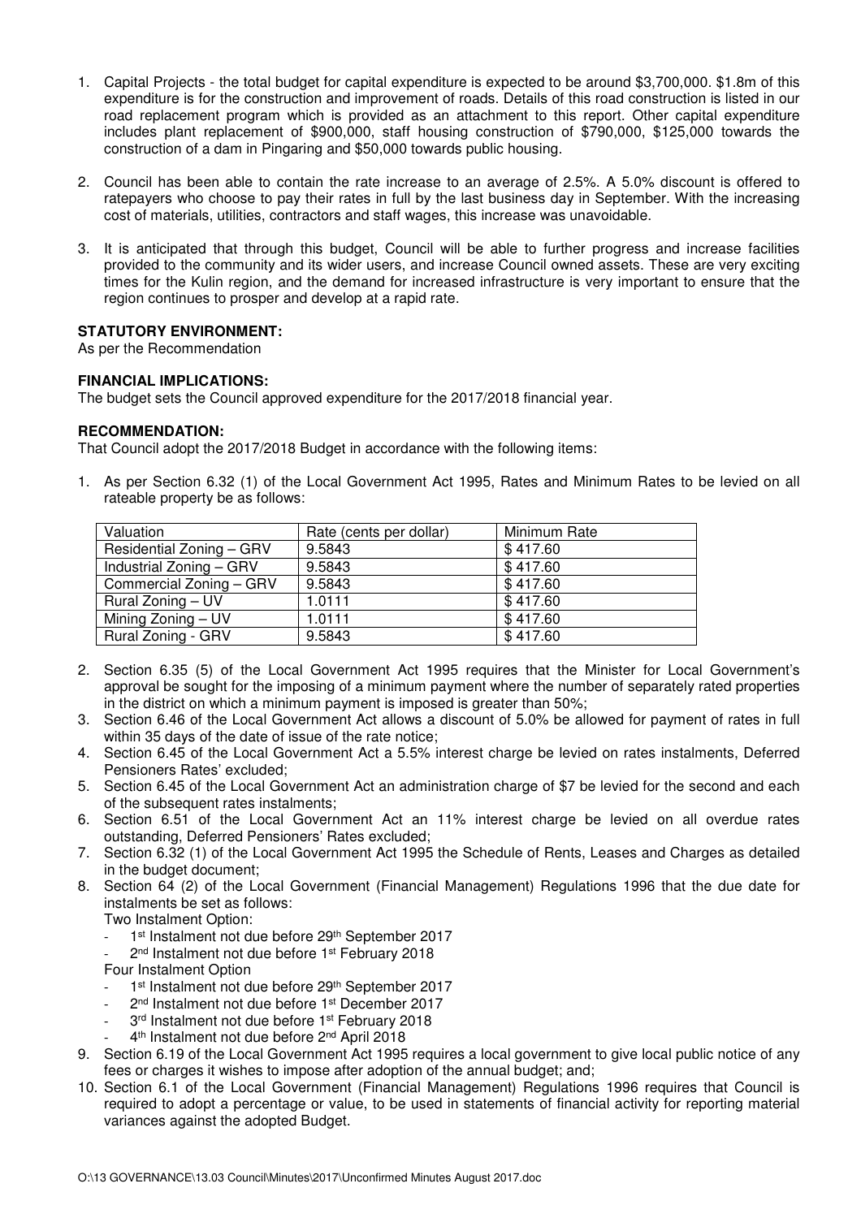1. Capital Projects - the total budget for capital expenditure is expected to be around $3,700,000. $1.8m of this expenditure is for the construction and improvement of roads. Details of this road construction is listed in our road replacement program which is provided as an attachment to this report. Other capital expenditure includes plant replacement of $900,000, staff housing construction of $790,000, $125,000 towards the construction of a dam in Pingaring and $50,000 towards public housing.

2. Council has been able to contain the rate increase to an average of 2.5%. A 5.0% discount is offered to ratepayers who choose to pay their rates in full by the last business day in September. With the increasing cost of materials, utilities, contractors and staff wages, this increase was unavoidable.

3. It is anticipated that through this budget, Council will be able to further progress and increase facilities provided to the community and its wider users, and increase Council owned assets. These are very exciting times for the Kulin region, and the demand for increased infrastructure is very important to ensure that the region continues to prosper and develop at a rapid rate.

**STATUTORY ENVIRONMENT:**
As per the Recommendation

**FINANCIAL IMPLICATIONS:**
The budget sets the Council approved expenditure for the 2017/2018 financial year.

**RECOMMENDATION:**
That Council adopt the 2017/2018 Budget in accordance with the following items:

1. As per Section 6.32 (1) of the Local Government Act 1995, Rates and Minimum Rates to be levied on all rateable property be as follows:

| Valuation | Rate (cents per dollar) | Minimum Rate |
|---|---|---|
| Residential Zoning – GRV | 9.5843 | $ 417.60 |
| Industrial Zoning – GRV | 9.5843 | $ 417.60 |
| Commercial Zoning – GRV | 9.5843 | $ 417.60 |
| Rural Zoning – UV | 1.0111 | $ 417.60 |
| Mining Zoning – UV | 1.0111 | $ 417.60 |
| Rural Zoning - GRV | 9.5843 | $ 417.60 |

2. Section 6.35 (5) of the Local Government Act 1995 requires that the Minister for Local Government's approval be sought for the imposing of a minimum payment where the number of separately rated properties in the district on which a minimum payment is imposed is greater than 50%;
3. Section 6.46 of the Local Government Act allows a discount of 5.0% be allowed for payment of rates in full within 35 days of the date of issue of the rate notice;
4. Section 6.45 of the Local Government Act a 5.5% interest charge be levied on rates instalments, Deferred Pensioners Rates' excluded;
5. Section 6.45 of the Local Government Act an administration charge of $7 be levied for the second and each of the subsequent rates instalments;
6. Section 6.51 of the Local Government Act an 11% interest charge be levied on all overdue rates outstanding, Deferred Pensioners' Rates excluded;
7. Section 6.32 (1) of the Local Government Act 1995 the Schedule of Rents, Leases and Charges as detailed in the budget document;
8. Section 64 (2) of the Local Government (Financial Management) Regulations 1996 that the due date for instalments be set as follows:
   Two Instalment Option:
   - 1st Instalment not due before 29th September 2017
   - 2nd Instalment not due before 1st February 2018

   Four Instalment Option
   - 1st Instalment not due before 29th September 2017
   - 2nd Instalment not due before 1st December 2017
   - 3rd Instalment not due before 1st February 2018
   - 4th Instalment not due before 2nd April 2018
9. Section 6.19 of the Local Government Act 1995 requires a local government to give local public notice of any fees or charges it wishes to impose after adoption of the annual budget; and;
10. Section 6.1 of the Local Government (Financial Management) Regulations 1996 requires that Council is required to adopt a percentage or value, to be used in statements of financial activity for reporting material variances against the adopted Budget.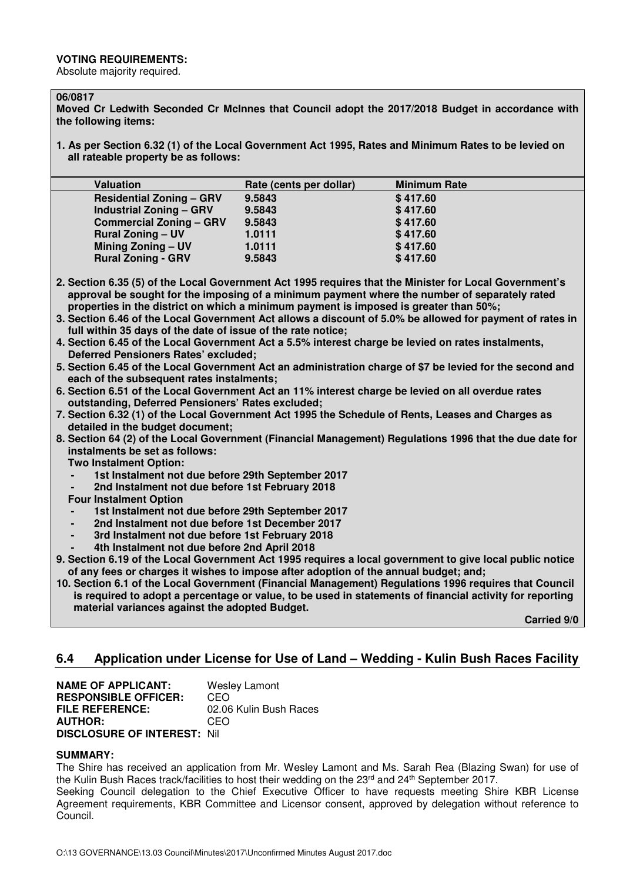**VOTING REQUIREMENTS:**
Absolute majority required.

**06/0817**
**Moved Cr Ledwith Seconded Cr McInnes that Council adopt the 2017/2018 Budget in accordance with the following items:**

**1. As per Section 6.32 (1) of the Local Government Act 1995, Rates and Minimum Rates to be levied on all rateable property be as follows:**

| Valuation | Rate (cents per dollar) | Minimum Rate |
|---|---|---|
| **Residential Zoning – GRV** | **9.5843** | **$ 417.60** |
| **Industrial Zoning – GRV** | **9.5843** | **$ 417.60** |
| **Commercial Zoning – GRV** | **9.5843** | **$ 417.60** |
| **Rural Zoning – UV** | **1.0111** | **$ 417.60** |
| **Mining Zoning – UV** | **1.0111** | **$ 417.60** |
| **Rural Zoning - GRV** | **9.5843** | **$ 417.60** |

**2. Section 6.35 (5) of the Local Government Act 1995 requires that the Minister for Local Government's approval be sought for the imposing of a minimum payment where the number of separately rated properties in the district on which a minimum payment is imposed is greater than 50%;**
**3. Section 6.46 of the Local Government Act allows a discount of 5.0% be allowed for payment of rates in full within 35 days of the date of issue of the rate notice;**
**4. Section 6.45 of the Local Government Act a 5.5% interest charge be levied on rates instalments, Deferred Pensioners Rates' excluded;**
**5. Section 6.45 of the Local Government Act an administration charge of $7 be levied for the second and each of the subsequent rates instalments;**
**6. Section 6.51 of the Local Government Act an 11% interest charge be levied on all overdue rates outstanding, Deferred Pensioners' Rates excluded;**
**7. Section 6.32 (1) of the Local Government Act 1995 the Schedule of Rents, Leases and Charges as detailed in the budget document;**
**8. Section 64 (2) of the Local Government (Financial Management) Regulations 1996 that the due date for instalments be set as follows:**
**Two Instalment Option:**
- **1st Instalment not due before 29th September 2017**
- **2nd Instalment not due before 1st February 2018**

**Four Instalment Option**
- **1st Instalment not due before 29th September 2017**
- **2nd Instalment not due before 1st December 2017**
- **3rd Instalment not due before 1st February 2018**
- **4th Instalment not due before 2nd April 2018**

**9. Section 6.19 of the Local Government Act 1995 requires a local government to give local public notice of any fees or charges it wishes to impose after adoption of the annual budget; and;**
**10. Section 6.1 of the Local Government (Financial Management) Regulations 1996 requires that Council is required to adopt a percentage or value, to be used in statements of financial activity for reporting material variances against the adopted Budget.**

**Carried 9/0**

## 6.4 Application under License for Use of Land – Wedding - Kulin Bush Races Facility

**NAME OF APPLICANT:** Wesley Lamont
**RESPONSIBLE OFFICER:** CEO
**FILE REFERENCE:** 02.06 Kulin Bush Races
**AUTHOR:** CEO
**DISCLOSURE OF INTEREST:** Nil

**SUMMARY:**
The Shire has received an application from Mr. Wesley Lamont and Ms. Sarah Rea (Blazing Swan) for use of the Kulin Bush Races track/facilities to host their wedding on the 23rd and 24th September 2017.
Seeking Council delegation to the Chief Executive Officer to have requests meeting Shire KBR License Agreement requirements, KBR Committee and Licensor consent, approved by delegation without reference to Council.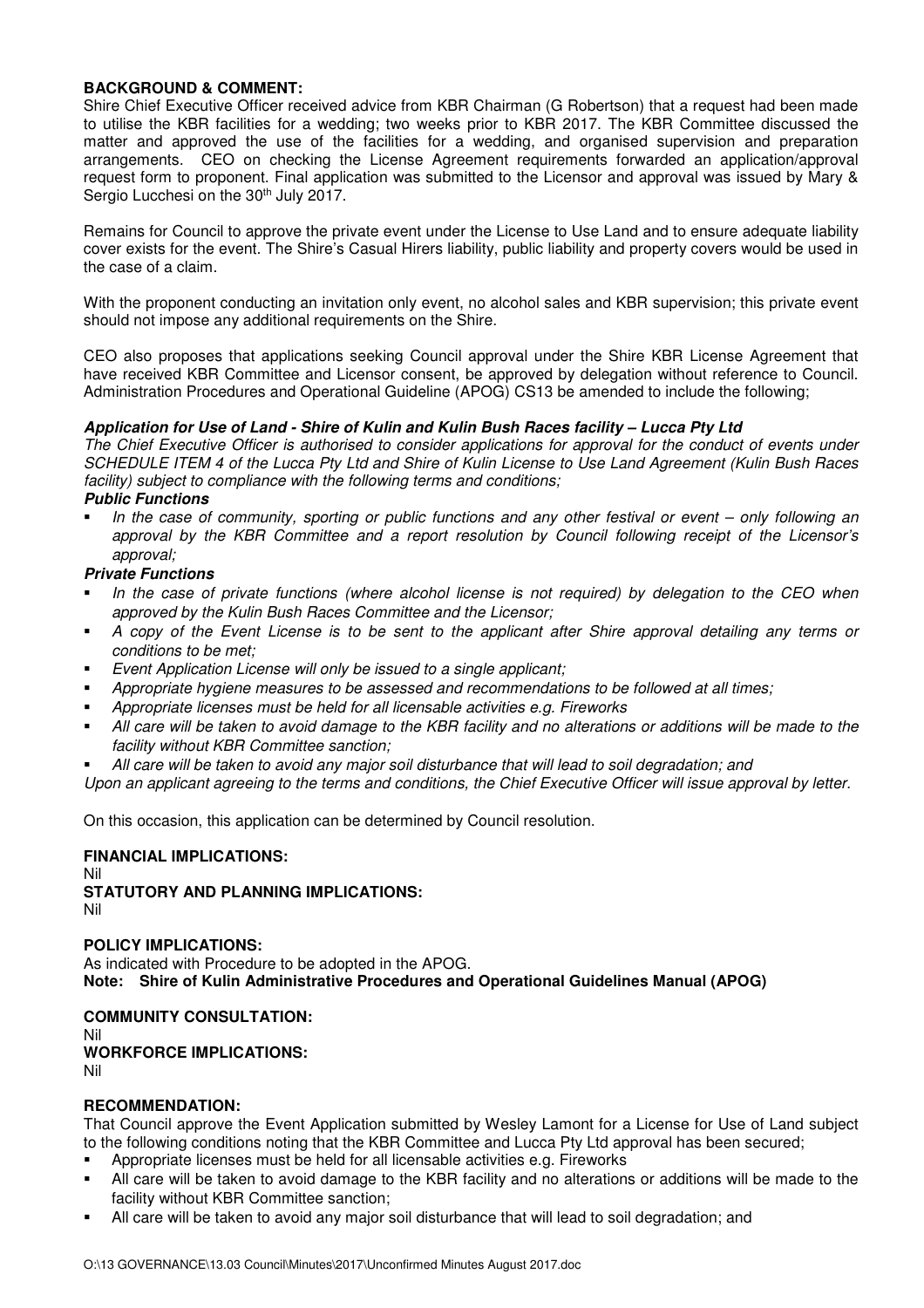**BACKGROUND & COMMENT:**
Shire Chief Executive Officer received advice from KBR Chairman (G Robertson) that a request had been made to utilise the KBR facilities for a wedding; two weeks prior to KBR 2017. The KBR Committee discussed the matter and approved the use of the facilities for a wedding, and organised supervision and preparation arrangements. CEO on checking the License Agreement requirements forwarded an application/approval request form to proponent. Final application was submitted to the Licensor and approval was issued by Mary & Sergio Lucchesi on the 30th July 2017.

Remains for Council to approve the private event under the License to Use Land and to ensure adequate liability cover exists for the event. The Shire's Casual Hirers liability, public liability and property covers would be used in the case of a claim.

With the proponent conducting an invitation only event, no alcohol sales and KBR supervision; this private event should not impose any additional requirements on the Shire.

CEO also proposes that applications seeking Council approval under the Shire KBR License Agreement that have received KBR Committee and Licensor consent, be approved by delegation without reference to Council. Administration Procedures and Operational Guideline (APOG) CS13 be amended to include the following;

***Application for Use of Land - Shire of Kulin and Kulin Bush Races facility – Lucca Pty Ltd***

*The Chief Executive Officer is authorised to consider applications for approval for the conduct of events under SCHEDULE ITEM 4 of the Lucca Pty Ltd and Shire of Kulin License to Use Land Agreement (Kulin Bush Races facility) subject to compliance with the following terms and conditions;*

***Public Functions***

- *In the case of community, sporting or public functions and any other festival or event – only following an approval by the KBR Committee and a report resolution by Council following receipt of the Licensor's approval;*

***Private Functions***

- *In the case of private functions (where alcohol license is not required) by delegation to the CEO when approved by the Kulin Bush Races Committee and the Licensor;*
- *A copy of the Event License is to be sent to the applicant after Shire approval detailing any terms or conditions to be met;*
- *Event Application License will only be issued to a single applicant;*
- *Appropriate hygiene measures to be assessed and recommendations to be followed at all times;*
- *Appropriate licenses must be held for all licensable activities e.g. Fireworks*
- *All care will be taken to avoid damage to the KBR facility and no alterations or additions will be made to the facility without KBR Committee sanction;*
- *All care will be taken to avoid any major soil disturbance that will lead to soil degradation; and*

*Upon an applicant agreeing to the terms and conditions, the Chief Executive Officer will issue approval by letter.*

On this occasion, this application can be determined by Council resolution.

**FINANCIAL IMPLICATIONS:**
Nil

**STATUTORY AND PLANNING IMPLICATIONS:**
Nil

**POLICY IMPLICATIONS:**
As indicated with Procedure to be adopted in the APOG.
**Note: Shire of Kulin Administrative Procedures and Operational Guidelines Manual (APOG)**

**COMMUNITY CONSULTATION:**
Nil

**WORKFORCE IMPLICATIONS:**
Nil

**RECOMMENDATION:**
That Council approve the Event Application submitted by Wesley Lamont for a License for Use of Land subject to the following conditions noting that the KBR Committee and Lucca Pty Ltd approval has been secured;

- Appropriate licenses must be held for all licensable activities e.g. Fireworks
- All care will be taken to avoid damage to the KBR facility and no alterations or additions will be made to the facility without KBR Committee sanction;
- All care will be taken to avoid any major soil disturbance that will lead to soil degradation; and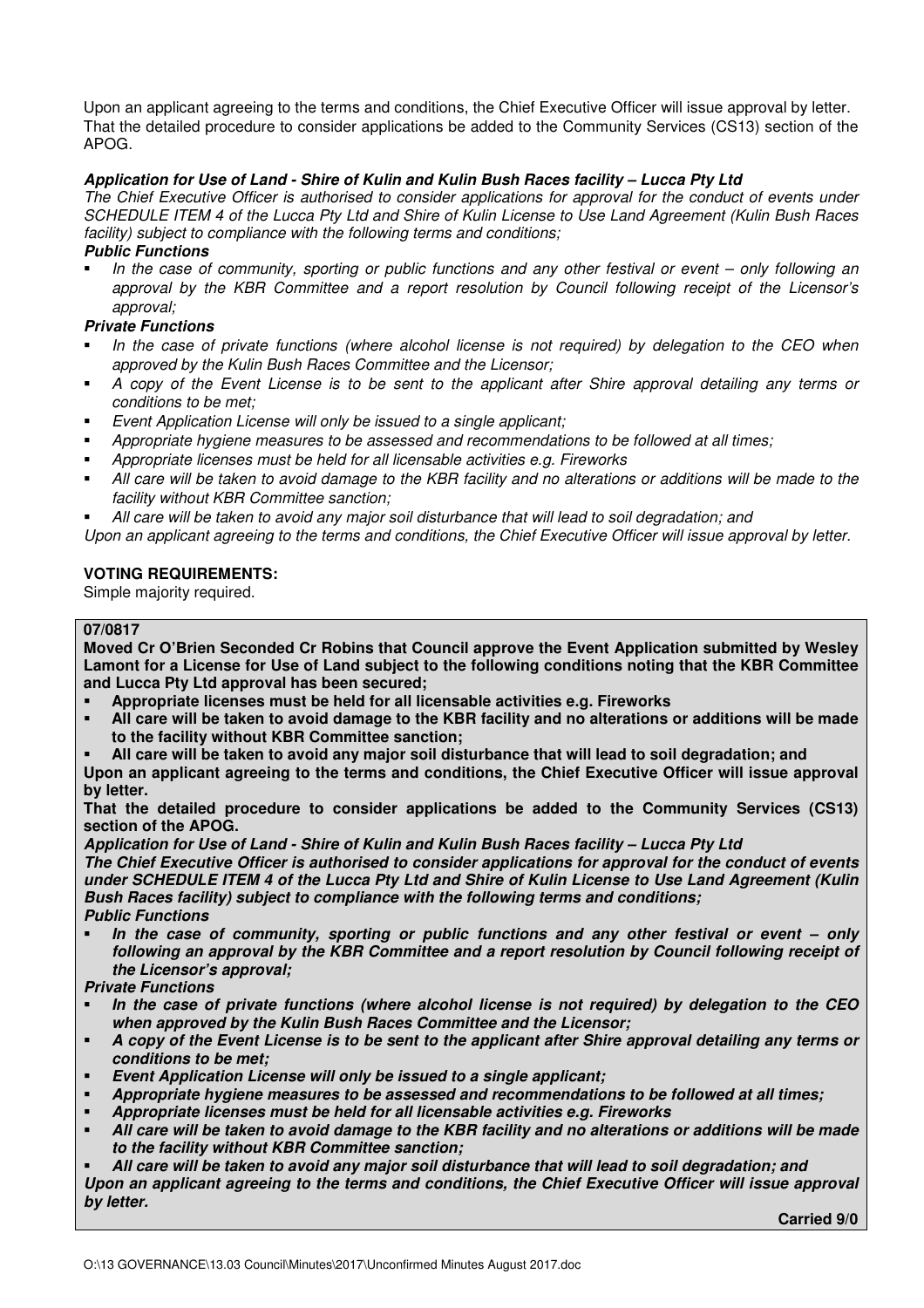Upon an applicant agreeing to the terms and conditions, the Chief Executive Officer will issue approval by letter. That the detailed procedure to consider applications be added to the Community Services (CS13) section of the APOG.

***Application for Use of Land - Shire of Kulin and Kulin Bush Races facility – Lucca Pty Ltd***

*The Chief Executive Officer is authorised to consider applications for approval for the conduct of events under SCHEDULE ITEM 4 of the Lucca Pty Ltd and Shire of Kulin License to Use Land Agreement (Kulin Bush Races facility) subject to compliance with the following terms and conditions;*

***Public Functions***

- *In the case of community, sporting or public functions and any other festival or event – only following an approval by the KBR Committee and a report resolution by Council following receipt of the Licensor's approval;*

***Private Functions***

- *In the case of private functions (where alcohol license is not required) by delegation to the CEO when approved by the Kulin Bush Races Committee and the Licensor;*
- *A copy of the Event License is to be sent to the applicant after Shire approval detailing any terms or conditions to be met;*
- *Event Application License will only be issued to a single applicant;*
- *Appropriate hygiene measures to be assessed and recommendations to be followed at all times;*
- *Appropriate licenses must be held for all licensable activities e.g. Fireworks*
- *All care will be taken to avoid damage to the KBR facility and no alterations or additions will be made to the facility without KBR Committee sanction;*
- *All care will be taken to avoid any major soil disturbance that will lead to soil degradation; and*

*Upon an applicant agreeing to the terms and conditions, the Chief Executive Officer will issue approval by letter.*

**VOTING REQUIREMENTS:**

Simple majority required.

**07/0817**

**Moved Cr O'Brien Seconded Cr Robins that Council approve the Event Application submitted by Wesley Lamont for a License for Use of Land subject to the following conditions noting that the KBR Committee and Lucca Pty Ltd approval has been secured;**

- **Appropriate licenses must be held for all licensable activities e.g. Fireworks**
- **All care will be taken to avoid damage to the KBR facility and no alterations or additions will be made to the facility without KBR Committee sanction;**
- **All care will be taken to avoid any major soil disturbance that will lead to soil degradation; and**

**Upon an applicant agreeing to the terms and conditions, the Chief Executive Officer will issue approval by letter.**

**That the detailed procedure to consider applications be added to the Community Services (CS13) section of the APOG.**

***Application for Use of Land - Shire of Kulin and Kulin Bush Races facility – Lucca Pty Ltd***

***The Chief Executive Officer is authorised to consider applications for approval for the conduct of events under SCHEDULE ITEM 4 of the Lucca Pty Ltd and Shire of Kulin License to Use Land Agreement (Kulin Bush Races facility) subject to compliance with the following terms and conditions;***

***Public Functions***

- ***In the case of community, sporting or public functions and any other festival or event – only following an approval by the KBR Committee and a report resolution by Council following receipt of the Licensor's approval;***

***Private Functions***

- ***In the case of private functions (where alcohol license is not required) by delegation to the CEO when approved by the Kulin Bush Races Committee and the Licensor;***
- ***A copy of the Event License is to be sent to the applicant after Shire approval detailing any terms or conditions to be met;***
- ***Event Application License will only be issued to a single applicant;***
- ***Appropriate hygiene measures to be assessed and recommendations to be followed at all times;***
- ***Appropriate licenses must be held for all licensable activities e.g. Fireworks***
- ***All care will be taken to avoid damage to the KBR facility and no alterations or additions will be made to the facility without KBR Committee sanction;***
- ***All care will be taken to avoid any major soil disturbance that will lead to soil degradation; and***

***Upon an applicant agreeing to the terms and conditions, the Chief Executive Officer will issue approval by letter.***

**Carried 9/0**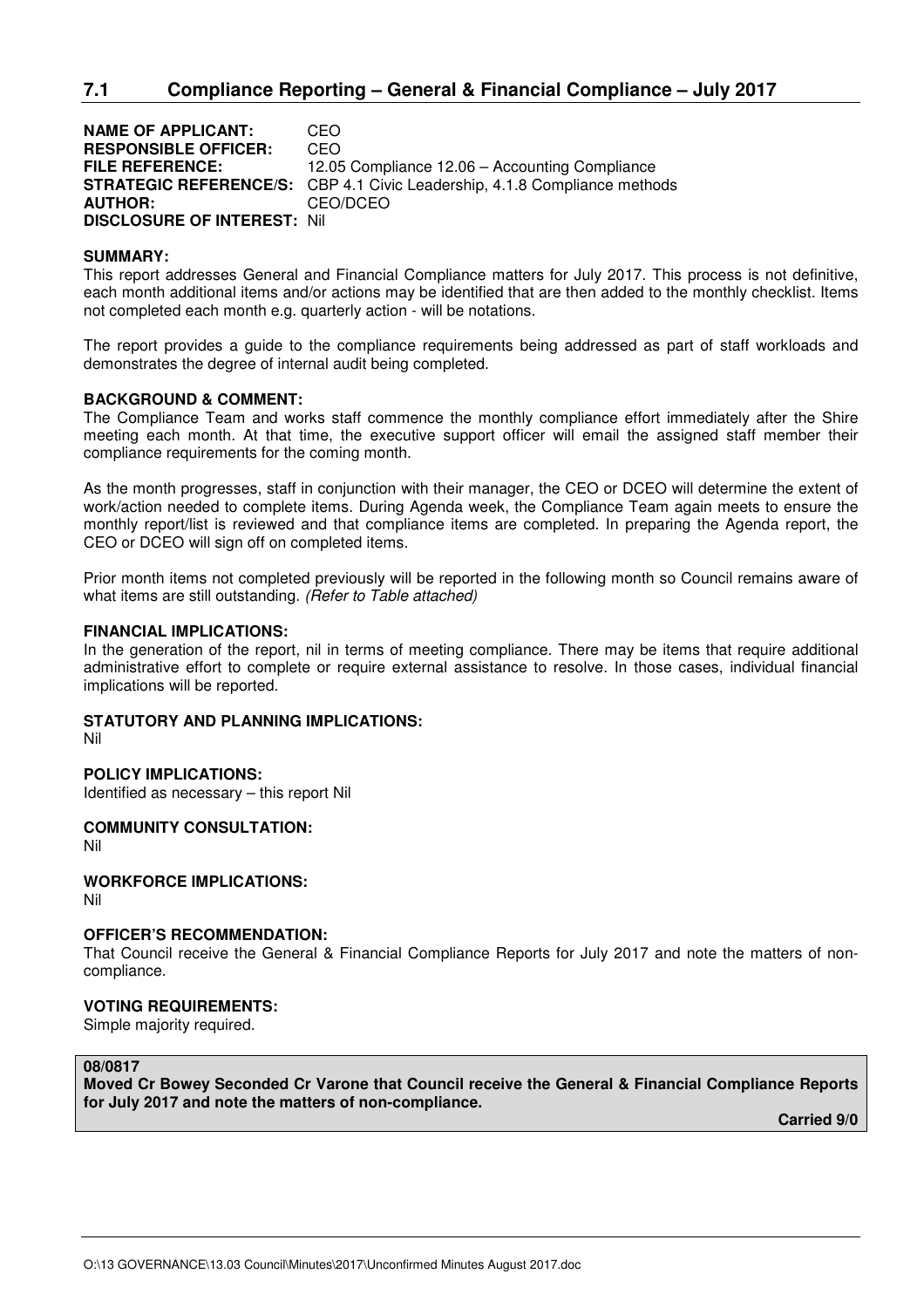## 7.1 Compliance Reporting – General & Financial Compliance – July 2017

**NAME OF APPLICANT:** CEO
**RESPONSIBLE OFFICER:** CEO
**FILE REFERENCE:** 12.05 Compliance 12.06 – Accounting Compliance
**STRATEGIC REFERENCE/S:** CBP 4.1 Civic Leadership, 4.1.8 Compliance methods
**AUTHOR:** CEO/DCEO
**DISCLOSURE OF INTEREST:** Nil

**SUMMARY:**
This report addresses General and Financial Compliance matters for July 2017. This process is not definitive, each month additional items and/or actions may be identified that are then added to the monthly checklist. Items not completed each month e.g. quarterly action - will be notations.

The report provides a guide to the compliance requirements being addressed as part of staff workloads and demonstrates the degree of internal audit being completed.

**BACKGROUND & COMMENT:**
The Compliance Team and works staff commence the monthly compliance effort immediately after the Shire meeting each month. At that time, the executive support officer will email the assigned staff member their compliance requirements for the coming month.

As the month progresses, staff in conjunction with their manager, the CEO or DCEO will determine the extent of work/action needed to complete items. During Agenda week, the Compliance Team again meets to ensure the monthly report/list is reviewed and that compliance items are completed. In preparing the Agenda report, the CEO or DCEO will sign off on completed items.

Prior month items not completed previously will be reported in the following month so Council remains aware of what items are still outstanding. *(Refer to Table attached)*

**FINANCIAL IMPLICATIONS:**
In the generation of the report, nil in terms of meeting compliance. There may be items that require additional administrative effort to complete or require external assistance to resolve. In those cases, individual financial implications will be reported.

**STATUTORY AND PLANNING IMPLICATIONS:**
Nil

**POLICY IMPLICATIONS:**
Identified as necessary – this report Nil

**COMMUNITY CONSULTATION:**
Nil

**WORKFORCE IMPLICATIONS:**
Nil

**OFFICER'S RECOMMENDATION:**
That Council receive the General & Financial Compliance Reports for July 2017 and note the matters of non-compliance.

**VOTING REQUIREMENTS:**
Simple majority required.

**08/0817**
**Moved Cr Bowey Seconded Cr Varone that Council receive the General & Financial Compliance Reports for July 2017 and note the matters of non-compliance.**

**Carried 9/0**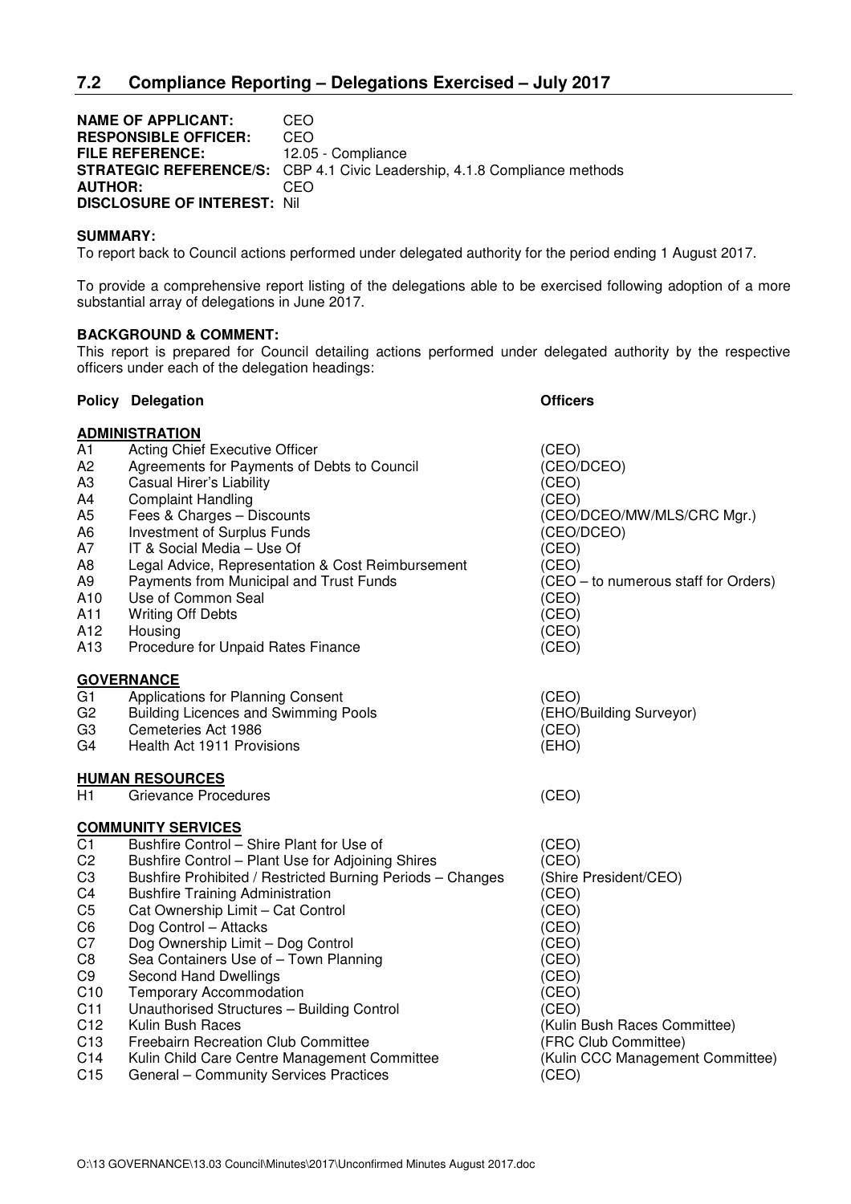## 7.2 Compliance Reporting – Delegations Exercised – July 2017

**NAME OF APPLICANT:** CEO
**RESPONSIBLE OFFICER:** CEO
**FILE REFERENCE:** 12.05 - Compliance
**STRATEGIC REFERENCE/S:** CBP 4.1 Civic Leadership, 4.1.8 Compliance methods
**AUTHOR:** CEO
**DISCLOSURE OF INTEREST:** Nil

**SUMMARY:**

To report back to Council actions performed under delegated authority for the period ending 1 August 2017.

To provide a comprehensive report listing of the delegations able to be exercised following adoption of a more substantial array of delegations in June 2017.

**BACKGROUND & COMMENT:**

This report is prepared for Council detailing actions performed under delegated authority by the respective officers under each of the delegation headings:

| Policy | Delegation | Officers |
|---|---|---|
| **ADMINISTRATION** | | |
| A1 | Acting Chief Executive Officer | (CEO) |
| A2 | Agreements for Payments of Debts to Council | (CEO/DCEO) |
| A3 | Casual Hirer's Liability | (CEO) |
| A4 | Complaint Handling | (CEO) |
| A5 | Fees & Charges – Discounts | (CEO/DCEO/MW/MLS/CRC Mgr.) |
| A6 | Investment of Surplus Funds | (CEO/DCEO) |
| A7 | IT & Social Media – Use Of | (CEO) |
| A8 | Legal Advice, Representation & Cost Reimbursement | (CEO) |
| A9 | Payments from Municipal and Trust Funds | (CEO – to numerous staff for Orders) |
| A10 | Use of Common Seal | (CEO) |
| A11 | Writing Off Debts | (CEO) |
| A12 | Housing | (CEO) |
| A13 | Procedure for Unpaid Rates Finance | (CEO) |
| **GOVERNANCE** | | |
| G1 | Applications for Planning Consent | (CEO) |
| G2 | Building Licences and Swimming Pools | (EHO/Building Surveyor) |
| G3 | Cemeteries Act 1986 | (CEO) |
| G4 | Health Act 1911 Provisions | (EHO) |
| **HUMAN RESOURCES** | | |
| H1 | Grievance Procedures | (CEO) |
| **COMMUNITY SERVICES** | | |
| C1 | Bushfire Control – Shire Plant for Use of | (CEO) |
| C2 | Bushfire Control – Plant Use for Adjoining Shires | (CEO) |
| C3 | Bushfire Prohibited / Restricted Burning Periods – Changes | (Shire President/CEO) |
| C4 | Bushfire Training Administration | (CEO) |
| C5 | Cat Ownership Limit – Cat Control | (CEO) |
| C6 | Dog Control – Attacks | (CEO) |
| C7 | Dog Ownership Limit – Dog Control | (CEO) |
| C8 | Sea Containers Use of – Town Planning | (CEO) |
| C9 | Second Hand Dwellings | (CEO) |
| C10 | Temporary Accommodation | (CEO) |
| C11 | Unauthorised Structures – Building Control | (CEO) |
| C12 | Kulin Bush Races | (Kulin Bush Races Committee) |
| C13 | Freebairn Recreation Club Committee | (FRC Club Committee) |
| C14 | Kulin Child Care Centre Management Committee | (Kulin CCC Management Committee) |
| C15 | General – Community Services Practices | (CEO) |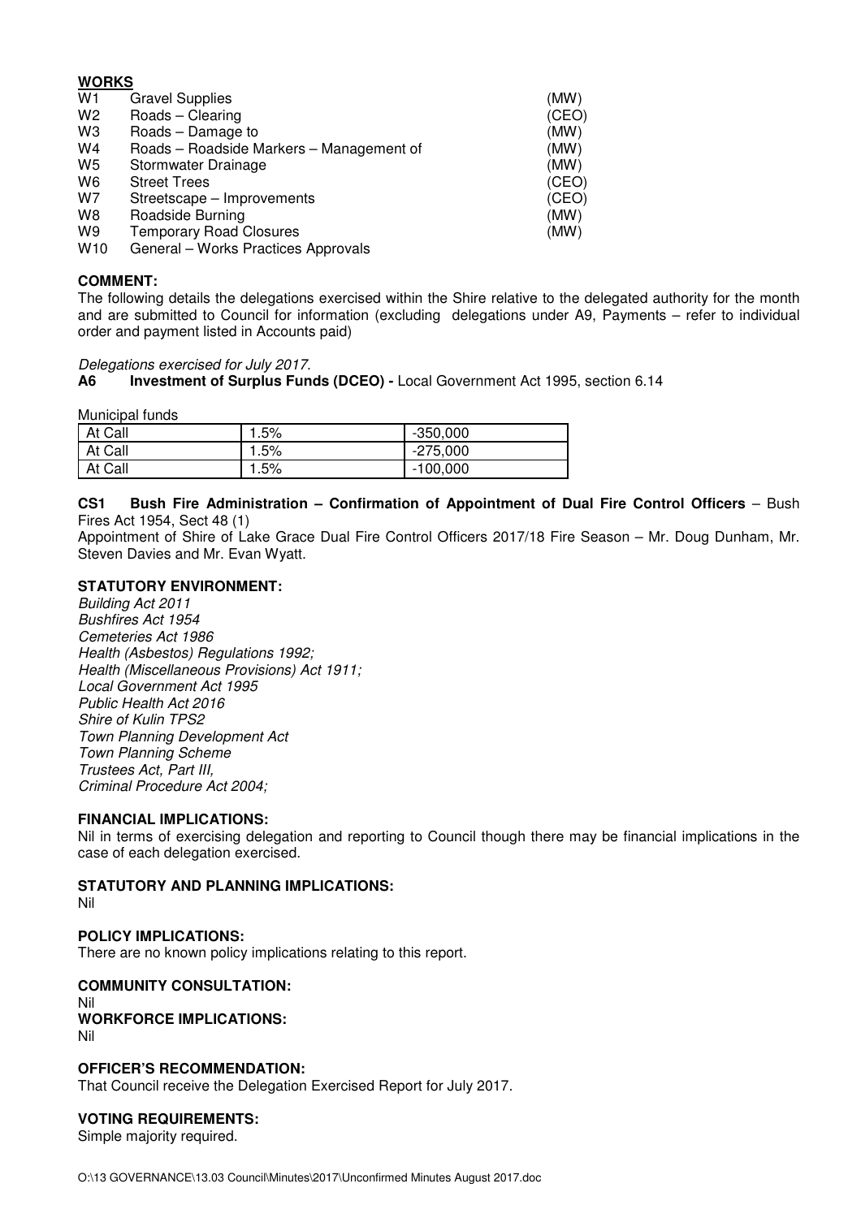**WORKS**

| | | |
|---|---|---|
| W1 | Gravel Supplies | (MW) |
| W2 | Roads – Clearing | (CEO) |
| W3 | Roads – Damage to | (MW) |
| W4 | Roads – Roadside Markers – Management of | (MW) |
| W5 | Stormwater Drainage | (MW) |
| W6 | Street Trees | (CEO) |
| W7 | Streetscape – Improvements | (CEO) |
| W8 | Roadside Burning | (MW) |
| W9 | Temporary Road Closures | (MW) |
| W10 | General – Works Practices Approvals | |

**COMMENT:**

The following details the delegations exercised within the Shire relative to the delegated authority for the month and are submitted to Council for information (excluding delegations under A9, Payments – refer to individual order and payment listed in Accounts paid)

*Delegations exercised for July 2017.*

**A6 Investment of Surplus Funds (DCEO) -** Local Government Act 1995, section 6.14

Municipal funds

| | | |
|---|---|---|
| At Call | 1.5% | -350,000 |
| At Call | 1.5% | -275,000 |
| At Call | 1.5% | -100,000 |

**CS1 Bush Fire Administration – Confirmation of Appointment of Dual Fire Control Officers** – Bush Fires Act 1954, Sect 48 (1)

Appointment of Shire of Lake Grace Dual Fire Control Officers 2017/18 Fire Season – Mr. Doug Dunham, Mr. Steven Davies and Mr. Evan Wyatt.

**STATUTORY ENVIRONMENT:**

*Building Act 2011*
*Bushfires Act 1954*
*Cemeteries Act 1986*
*Health (Asbestos) Regulations 1992;*
*Health (Miscellaneous Provisions) Act 1911;*
*Local Government Act 1995*
*Public Health Act 2016*
*Shire of Kulin TPS2*
*Town Planning Development Act*
*Town Planning Scheme*
*Trustees Act, Part III,*
*Criminal Procedure Act 2004;*

**FINANCIAL IMPLICATIONS:**

Nil in terms of exercising delegation and reporting to Council though there may be financial implications in the case of each delegation exercised.

**STATUTORY AND PLANNING IMPLICATIONS:**

Nil

**POLICY IMPLICATIONS:**

There are no known policy implications relating to this report.

**COMMUNITY CONSULTATION:**

Nil

**WORKFORCE IMPLICATIONS:**

Nil

**OFFICER'S RECOMMENDATION:**

That Council receive the Delegation Exercised Report for July 2017.

**VOTING REQUIREMENTS:**

Simple majority required.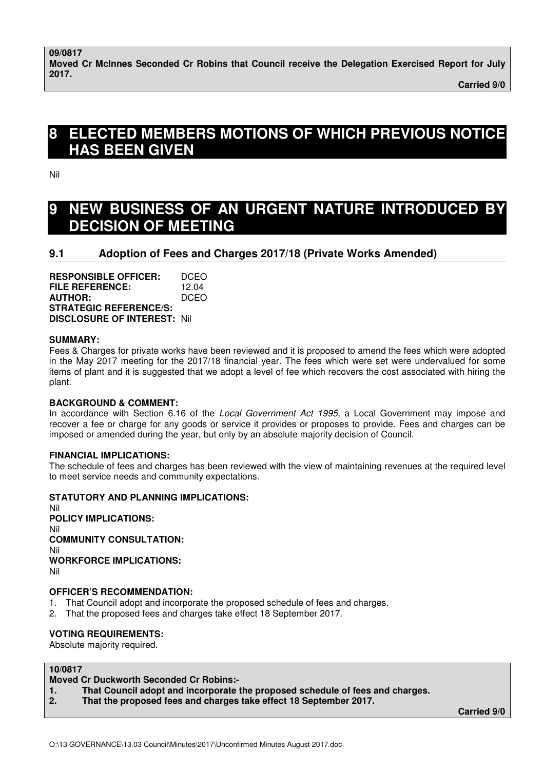**09/0817**
**Moved Cr McInnes Seconded Cr Robins that Council receive the Delegation Exercised Report for July 2017.**

**Carried 9/0**

# 8 ELECTED MEMBERS MOTIONS OF WHICH PREVIOUS NOTICE HAS BEEN GIVEN

Nil

# 9 NEW BUSINESS OF AN URGENT NATURE INTRODUCED BY DECISION OF MEETING

## 9.1 Adoption of Fees and Charges 2017/18 (Private Works Amended)

**RESPONSIBLE OFFICER:** DCEO
**FILE REFERENCE:** 12.04
**AUTHOR:** DCEO
**STRATEGIC REFERENCE/S:**
**DISCLOSURE OF INTEREST:** Nil

**SUMMARY:**
Fees & Charges for private works have been reviewed and it is proposed to amend the fees which were adopted in the May 2017 meeting for the 2017/18 financial year. The fees which were set were undervalued for some items of plant and it is suggested that we adopt a level of fee which recovers the cost associated with hiring the plant.

**BACKGROUND & COMMENT:**
In accordance with Section 6.16 of the *Local Government Act 1995*, a Local Government may impose and recover a fee or charge for any goods or service it provides or proposes to provide. Fees and charges can be imposed or amended during the year, but only by an absolute majority decision of Council.

**FINANCIAL IMPLICATIONS:**
The schedule of fees and charges has been reviewed with the view of maintaining revenues at the required level to meet service needs and community expectations.

**STATUTORY AND PLANNING IMPLICATIONS:**
Nil
**POLICY IMPLICATIONS:**
Nil
**COMMUNITY CONSULTATION:**
Nil
**WORKFORCE IMPLICATIONS:**
Nil

**OFFICER'S RECOMMENDATION:**
1. That Council adopt and incorporate the proposed schedule of fees and charges.
2. That the proposed fees and charges take effect 18 September 2017.

**VOTING REQUIREMENTS:**
Absolute majority required.

**10/0817**
**Moved Cr Duckworth Seconded Cr Robins:-**
1. **That Council adopt and incorporate the proposed schedule of fees and charges.**
2. **That the proposed fees and charges take effect 18 September 2017.**

**Carried 9/0**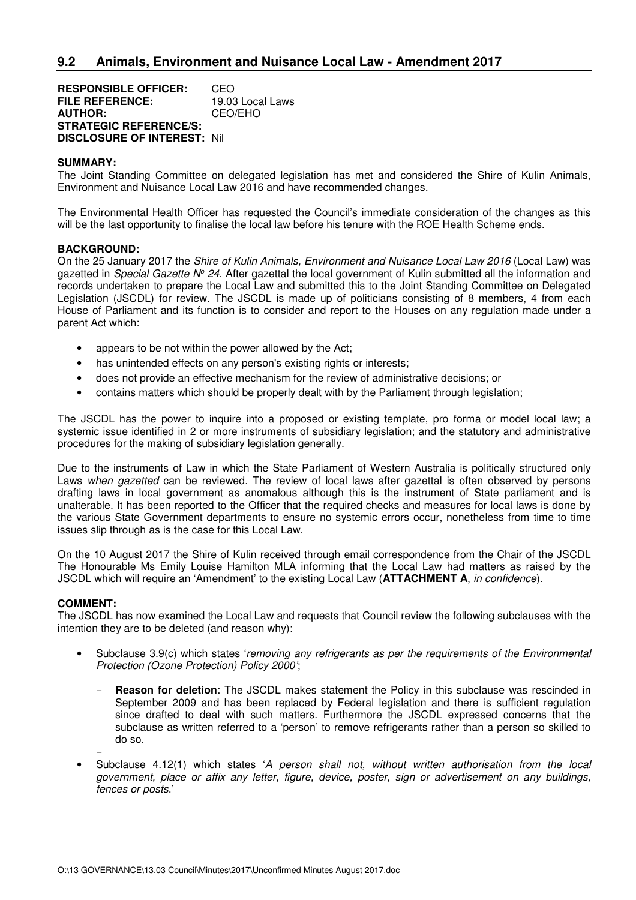## 9.2 Animals, Environment and Nuisance Local Law - Amendment 2017

**RESPONSIBLE OFFICER:** CEO
**FILE REFERENCE:** 19.03 Local Laws
**AUTHOR:** CEO/EHO
**STRATEGIC REFERENCE/S:**
**DISCLOSURE OF INTEREST:** Nil

**SUMMARY:**
The Joint Standing Committee on delegated legislation has met and considered the Shire of Kulin Animals, Environment and Nuisance Local Law 2016 and have recommended changes.

The Environmental Health Officer has requested the Council's immediate consideration of the changes as this will be the last opportunity to finalise the local law before his tenure with the ROE Health Scheme ends.

**BACKGROUND:**
On the 25 January 2017 the *Shire of Kulin Animals, Environment and Nuisance Local Law 2016* (Local Law) was gazetted in *Special Gazette Nº 24*. After gazettal the local government of Kulin submitted all the information and records undertaken to prepare the Local Law and submitted this to the Joint Standing Committee on Delegated Legislation (JSCDL) for review. The JSCDL is made up of politicians consisting of 8 members, 4 from each House of Parliament and its function is to consider and report to the Houses on any regulation made under a parent Act which:

- appears to be not within the power allowed by the Act;
- has unintended effects on any person's existing rights or interests;
- does not provide an effective mechanism for the review of administrative decisions; or
- contains matters which should be properly dealt with by the Parliament through legislation;

The JSCDL has the power to inquire into a proposed or existing template, pro forma or model local law; a systemic issue identified in 2 or more instruments of subsidiary legislation; and the statutory and administrative procedures for the making of subsidiary legislation generally.

Due to the instruments of Law in which the State Parliament of Western Australia is politically structured only Laws *when gazetted* can be reviewed. The review of local laws after gazettal is often observed by persons drafting laws in local government as anomalous although this is the instrument of State parliament and is unalterable. It has been reported to the Officer that the required checks and measures for local laws is done by the various State Government departments to ensure no systemic errors occur, nonetheless from time to time issues slip through as is the case for this Local Law.

On the 10 August 2017 the Shire of Kulin received through email correspondence from the Chair of the JSCDL The Honourable Ms Emily Louise Hamilton MLA informing that the Local Law had matters as raised by the JSCDL which will require an 'Amendment' to the existing Local Law (**ATTACHMENT A**, *in confidence*).

**COMMENT:**
The JSCDL has now examined the Local Law and requests that Council review the following subclauses with the intention they are to be deleted (and reason why):

- Subclause 3.9(c) which states '*removing any refrigerants as per the requirements of the Environmental Protection (Ozone Protection) Policy 2000*';
  - **Reason for deletion**: The JSCDL makes statement the Policy in this subclause was rescinded in September 2009 and has been replaced by Federal legislation and there is sufficient regulation since drafted to deal with such matters. Furthermore the JSCDL expressed concerns that the subclause as written referred to a 'person' to remove refrigerants rather than a person so skilled to do so.
- Subclause 4.12(1) which states '*A person shall not, without written authorisation from the local government, place or affix any letter, figure, device, poster, sign or advertisement on any buildings, fences or posts.*'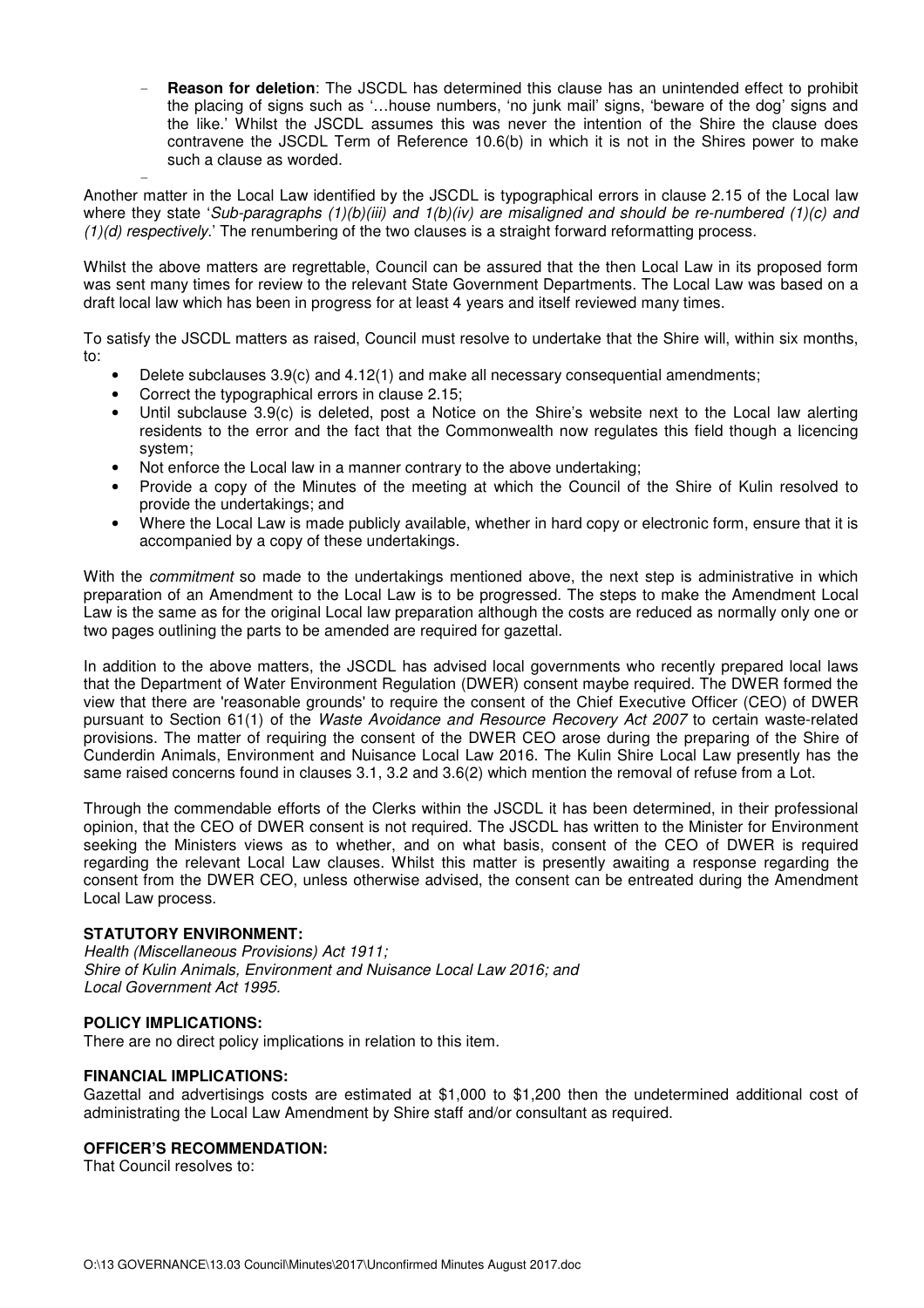- **Reason for deletion**: The JSCDL has determined this clause has an unintended effect to prohibit the placing of signs such as '…house numbers, 'no junk mail' signs, 'beware of the dog' signs and the like.' Whilst the JSCDL assumes this was never the intention of the Shire the clause does contravene the JSCDL Term of Reference 10.6(b) in which it is not in the Shires power to make such a clause as worded.

Another matter in the Local Law identified by the JSCDL is typographical errors in clause 2.15 of the Local law where they state '*Sub-paragraphs (1)(b)(iii) and 1(b)(iv) are misaligned and should be re-numbered (1)(c) and (1)(d) respectively*.' The renumbering of the two clauses is a straight forward reformatting process.

Whilst the above matters are regrettable, Council can be assured that the then Local Law in its proposed form was sent many times for review to the relevant State Government Departments. The Local Law was based on a draft local law which has been in progress for at least 4 years and itself reviewed many times.

To satisfy the JSCDL matters as raised, Council must resolve to undertake that the Shire will, within six months, to:

- Delete subclauses 3.9(c) and 4.12(1) and make all necessary consequential amendments;
- Correct the typographical errors in clause 2.15;
- Until subclause 3.9(c) is deleted, post a Notice on the Shire's website next to the Local law alerting residents to the error and the fact that the Commonwealth now regulates this field though a licencing system;
- Not enforce the Local law in a manner contrary to the above undertaking;
- Provide a copy of the Minutes of the meeting at which the Council of the Shire of Kulin resolved to provide the undertakings; and
- Where the Local Law is made publicly available, whether in hard copy or electronic form, ensure that it is accompanied by a copy of these undertakings.

With the *commitment* so made to the undertakings mentioned above, the next step is administrative in which preparation of an Amendment to the Local Law is to be progressed. The steps to make the Amendment Local Law is the same as for the original Local law preparation although the costs are reduced as normally only one or two pages outlining the parts to be amended are required for gazettal.

In addition to the above matters, the JSCDL has advised local governments who recently prepared local laws that the Department of Water Environment Regulation (DWER) consent maybe required. The DWER formed the view that there are 'reasonable grounds' to require the consent of the Chief Executive Officer (CEO) of DWER pursuant to Section 61(1) of the *Waste Avoidance and Resource Recovery Act 2007* to certain waste-related provisions. The matter of requiring the consent of the DWER CEO arose during the preparing of the Shire of Cunderdin Animals, Environment and Nuisance Local Law 2016. The Kulin Shire Local Law presently has the same raised concerns found in clauses 3.1, 3.2 and 3.6(2) which mention the removal of refuse from a Lot.

Through the commendable efforts of the Clerks within the JSCDL it has been determined, in their professional opinion, that the CEO of DWER consent is not required. The JSCDL has written to the Minister for Environment seeking the Ministers views as to whether, and on what basis, consent of the CEO of DWER is required regarding the relevant Local Law clauses. Whilst this matter is presently awaiting a response regarding the consent from the DWER CEO, unless otherwise advised, the consent can be entreated during the Amendment Local Law process.

**STATUTORY ENVIRONMENT:**
*Health (Miscellaneous Provisions) Act 1911;*
*Shire of Kulin Animals, Environment and Nuisance Local Law 2016; and*
*Local Government Act 1995.*

**POLICY IMPLICATIONS:**
There are no direct policy implications in relation to this item.

**FINANCIAL IMPLICATIONS:**
Gazettal and advertisings costs are estimated at $1,000 to $1,200 then the undetermined additional cost of administrating the Local Law Amendment by Shire staff and/or consultant as required.

**OFFICER'S RECOMMENDATION:**
That Council resolves to: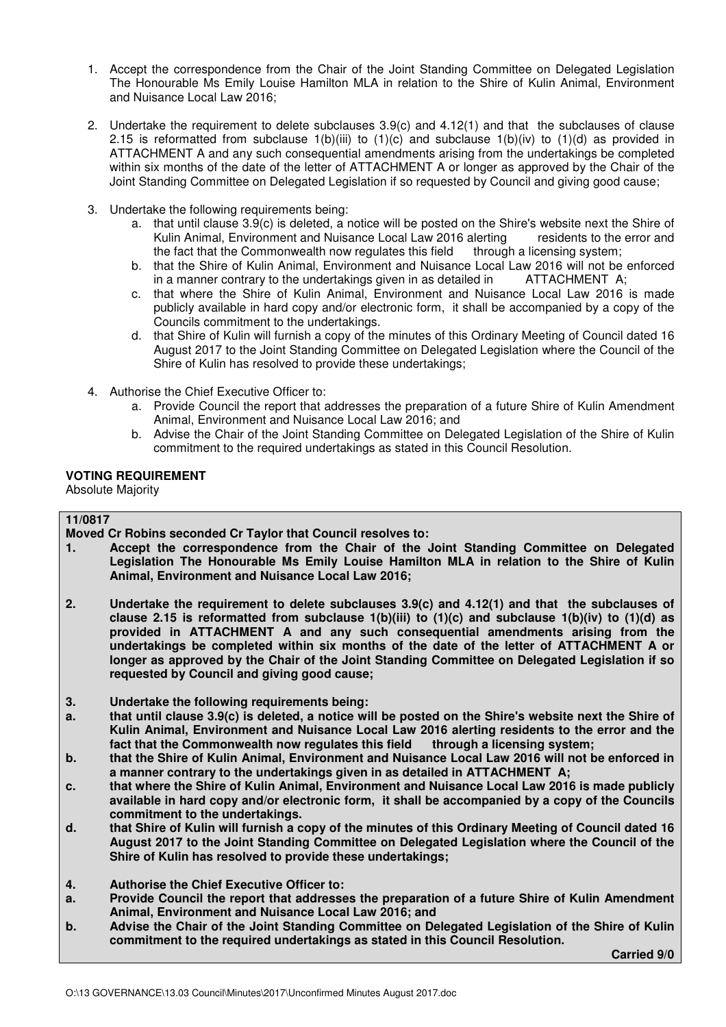1. Accept the correspondence from the Chair of the Joint Standing Committee on Delegated Legislation The Honourable Ms Emily Louise Hamilton MLA in relation to the Shire of Kulin Animal, Environment and Nuisance Local Law 2016;

2. Undertake the requirement to delete subclauses 3.9(c) and 4.12(1) and that the subclauses of clause 2.15 is reformatted from subclause 1(b)(iii) to (1)(c) and subclause 1(b)(iv) to (1)(d) as provided in ATTACHMENT A and any such consequential amendments arising from the undertakings be completed within six months of the date of the letter of ATTACHMENT A or longer as approved by the Chair of the Joint Standing Committee on Delegated Legislation if so requested by Council and giving good cause;

3. Undertake the following requirements being:
   a. that until clause 3.9(c) is deleted, a notice will be posted on the Shire's website next the Shire of Kulin Animal, Environment and Nuisance Local Law 2016 alerting residents to the error and the fact that the Commonwealth now regulates this field through a licensing system;
   b. that the Shire of Kulin Animal, Environment and Nuisance Local Law 2016 will not be enforced in a manner contrary to the undertakings given in as detailed in ATTACHMENT A;
   c. that where the Shire of Kulin Animal, Environment and Nuisance Local Law 2016 is made publicly available in hard copy and/or electronic form, it shall be accompanied by a copy of the Councils commitment to the undertakings.
   d. that Shire of Kulin will furnish a copy of the minutes of this Ordinary Meeting of Council dated 16 August 2017 to the Joint Standing Committee on Delegated Legislation where the Council of the Shire of Kulin has resolved to provide these undertakings;

4. Authorise the Chief Executive Officer to:
   a. Provide Council the report that addresses the preparation of a future Shire of Kulin Amendment Animal, Environment and Nuisance Local Law 2016; and
   b. Advise the Chair of the Joint Standing Committee on Delegated Legislation of the Shire of Kulin commitment to the required undertakings as stated in this Council Resolution.

**VOTING REQUIREMENT**

Absolute Majority

**11/0817**

**Moved Cr Robins seconded Cr Taylor that Council resolves to:**

**1. Accept the correspondence from the Chair of the Joint Standing Committee on Delegated Legislation The Honourable Ms Emily Louise Hamilton MLA in relation to the Shire of Kulin Animal, Environment and Nuisance Local Law 2016;**

**2. Undertake the requirement to delete subclauses 3.9(c) and 4.12(1) and that the subclauses of clause 2.15 is reformatted from subclause 1(b)(iii) to (1)(c) and subclause 1(b)(iv) to (1)(d) as provided in ATTACHMENT A and any such consequential amendments arising from the undertakings be completed within six months of the date of the letter of ATTACHMENT A or longer as approved by the Chair of the Joint Standing Committee on Delegated Legislation if so requested by Council and giving good cause;**

**3. Undertake the following requirements being:**

**a. that until clause 3.9(c) is deleted, a notice will be posted on the Shire's website next the Shire of Kulin Animal, Environment and Nuisance Local Law 2016 alerting residents to the error and the fact that the Commonwealth now regulates this field through a licensing system;**

**b. that the Shire of Kulin Animal, Environment and Nuisance Local Law 2016 will not be enforced in a manner contrary to the undertakings given in as detailed in ATTACHMENT A;**

**c. that where the Shire of Kulin Animal, Environment and Nuisance Local Law 2016 is made publicly available in hard copy and/or electronic form, it shall be accompanied by a copy of the Councils commitment to the undertakings.**

**d. that Shire of Kulin will furnish a copy of the minutes of this Ordinary Meeting of Council dated 16 August 2017 to the Joint Standing Committee on Delegated Legislation where the Council of the Shire of Kulin has resolved to provide these undertakings;**

**4. Authorise the Chief Executive Officer to:**

**a. Provide Council the report that addresses the preparation of a future Shire of Kulin Amendment Animal, Environment and Nuisance Local Law 2016; and**

**b. Advise the Chair of the Joint Standing Committee on Delegated Legislation of the Shire of Kulin commitment to the required undertakings as stated in this Council Resolution.**

**Carried 9/0**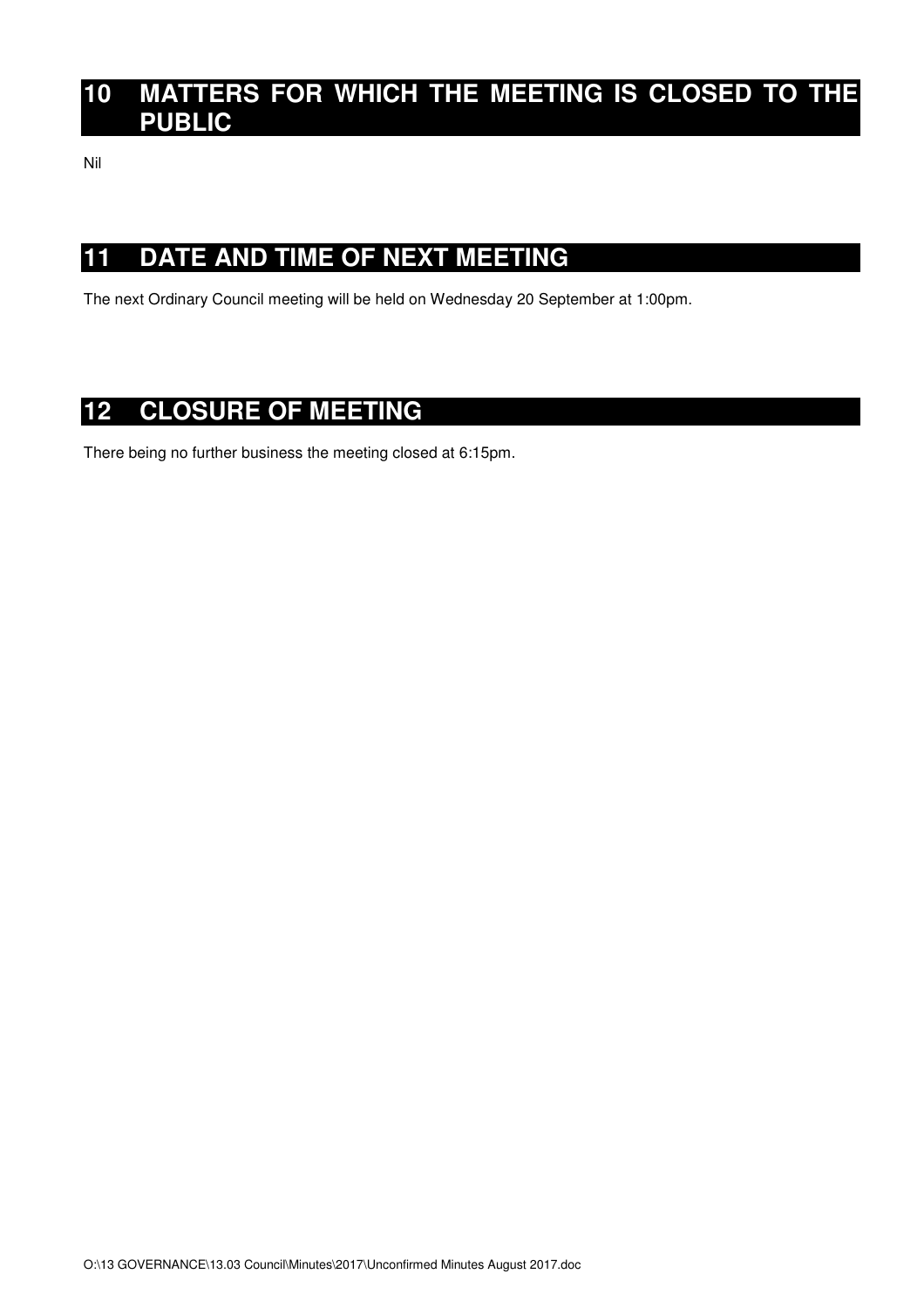# 10 MATTERS FOR WHICH THE MEETING IS CLOSED TO THE PUBLIC

Nil

# 11 DATE AND TIME OF NEXT MEETING

The next Ordinary Council meeting will be held on Wednesday 20 September at 1:00pm.

# 12 CLOSURE OF MEETING

There being no further business the meeting closed at 6:15pm.